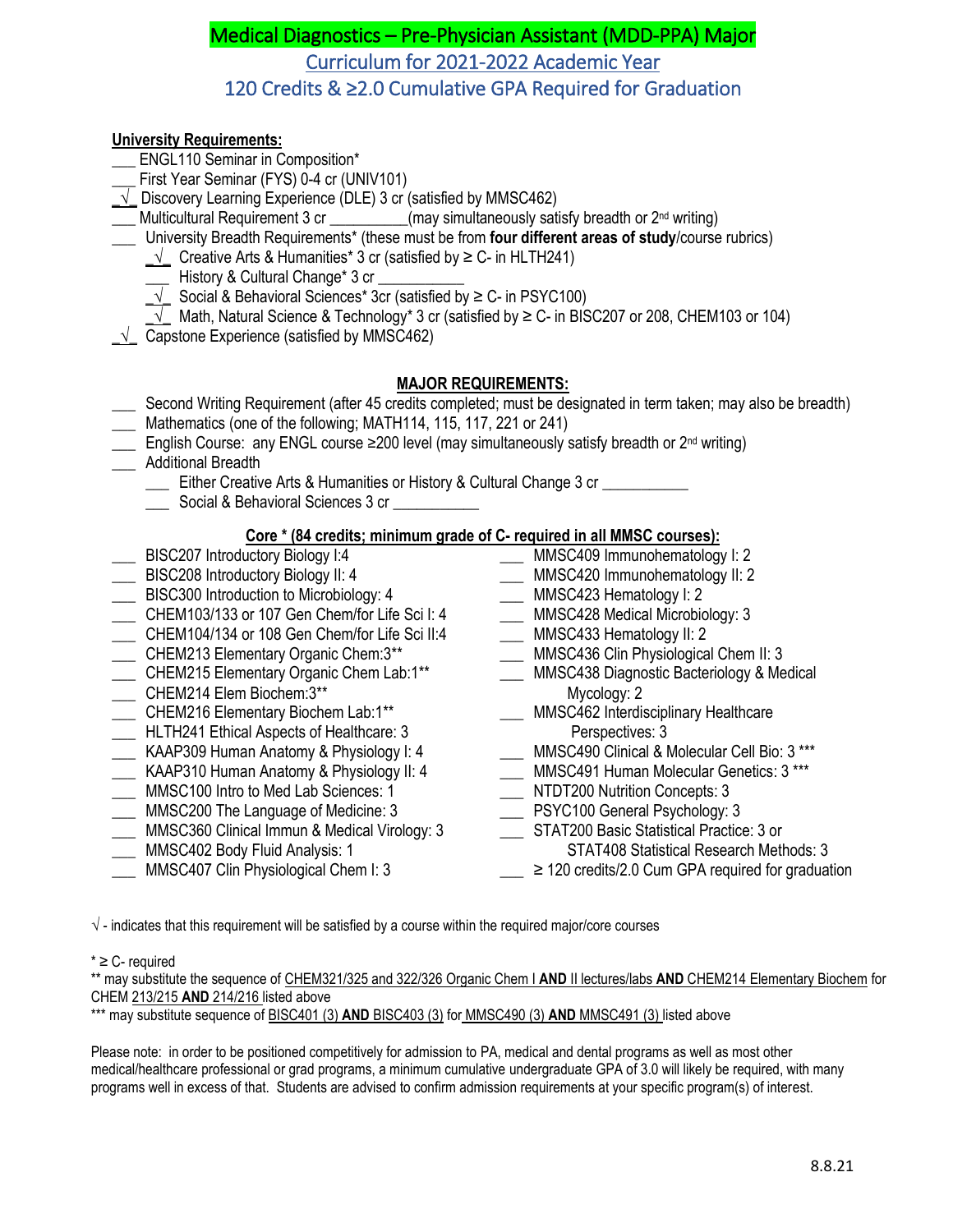# Medical Diagnostics – Pre-Physician Assistant (MDD-PPA) Major

## Curriculum for 2021-2022 Academic Year

## 120 Credits & ≥2.0 Cumulative GPA Required for Graduation

**University Requirements:**

- ___ ENGL110 Seminar in Composition*
- ___ First Year Seminar (FYS) 0-4 cr (UNIV101)
- _√_ Discovery Learning Experience (DLE) 3 cr (satisfied by MMSC462)
- ___ Multicultural Requirement 3 cr __________(may simultaneously satisfy breadth or 2nd writing)
- ___ University Breadth Requirements* (these must be from **four different areas of study**/course rubrics)
  - _√_ Creative Arts & Humanities* 3 cr (satisfied by ≥ C- in HLTH241)
  - ___ History & Cultural Change* 3 cr ___________
  - _√_ Social & Behavioral Sciences* 3cr (satisfied by ≥ C- in PSYC100)
  - _√_ Math, Natural Science & Technology* 3 cr (satisfied by ≥ C- in BISC207 or 208, CHEM103 or 104)
- _√_ Capstone Experience (satisfied by MMSC462)

**MAJOR REQUIREMENTS:**

- ___ Second Writing Requirement (after 45 credits completed; must be designated in term taken; may also be breadth)
- ___ Mathematics (one of the following; MATH114, 115, 117, 221 or 241)
- ___ English Course: any ENGL course ≥200 level (may simultaneously satisfy breadth or 2nd writing)
- ___ Additional Breadth
  - ___ Either Creative Arts & Humanities or History & Cultural Change 3 cr ___________
  - ___ Social & Behavioral Sciences 3 cr ___________

**Core * (84 credits; minimum grade of C- required in all MMSC courses):**

- ___ BISC207 Introductory Biology I:4
- ___ BISC208 Introductory Biology II: 4
- ___ BISC300 Introduction to Microbiology: 4
- ___ CHEM103/133 or 107 Gen Chem/for Life Sci I: 4
- ___ CHEM104/134 or 108 Gen Chem/for Life Sci II:4
- ___ CHEM213 Elementary Organic Chem:3**
- ___ CHEM215 Elementary Organic Chem Lab:1**
- ___ CHEM214 Elem Biochem:3**
- ___ CHEM216 Elementary Biochem Lab:1**
- ___ HLTH241 Ethical Aspects of Healthcare: 3
- ___ KAAP309 Human Anatomy & Physiology I: 4
- ___ KAAP310 Human Anatomy & Physiology II: 4
- ___ MMSC100 Intro to Med Lab Sciences: 1
- ___ MMSC200 The Language of Medicine: 3
- ___ MMSC360 Clinical Immun & Medical Virology: 3
- ___ MMSC402 Body Fluid Analysis: 1
- ___ MMSC407 Clin Physiological Chem I: 3
- ___ MMSC409 Immunohematology I: 2
- ___ MMSC420 Immunohematology II: 2
- ___ MMSC423 Hematology I: 2
- ___ MMSC428 Medical Microbiology: 3
- ___ MMSC433 Hematology II: 2
- ___ MMSC436 Clin Physiological Chem II: 3
- ___ MMSC438 Diagnostic Bacteriology & Medical Mycology: 2
- ___ MMSC462 Interdisciplinary Healthcare Perspectives: 3
- ___ MMSC490 Clinical & Molecular Cell Bio: 3 ***
- ___ MMSC491 Human Molecular Genetics: 3 ***
- ___ NTDT200 Nutrition Concepts: 3
- ___ PSYC100 General Psychology: 3
- ___ STAT200 Basic Statistical Practice: 3 or STAT408 Statistical Research Methods: 3
- ___ ≥ 120 credits/2.0 Cum GPA required for graduation

√ - indicates that this requirement will be satisfied by a course within the required major/core courses

\* ≥ C- required

** may substitute the sequence of CHEM321/325 and 322/326 Organic Chem I **AND** II lectures/labs **AND** CHEM214 Elementary Biochem for CHEM 213/215 **AND** 214/216 listed above

*** may substitute sequence of BISC401 (3) **AND** BISC403 (3) for MMSC490 (3) **AND** MMSC491 (3) listed above

Please note: in order to be positioned competitively for admission to PA, medical and dental programs as well as most other medical/healthcare professional or grad programs, a minimum cumulative undergraduate GPA of 3.0 will likely be required, with many programs well in excess of that. Students are advised to confirm admission requirements at your specific program(s) of interest.

8.8.21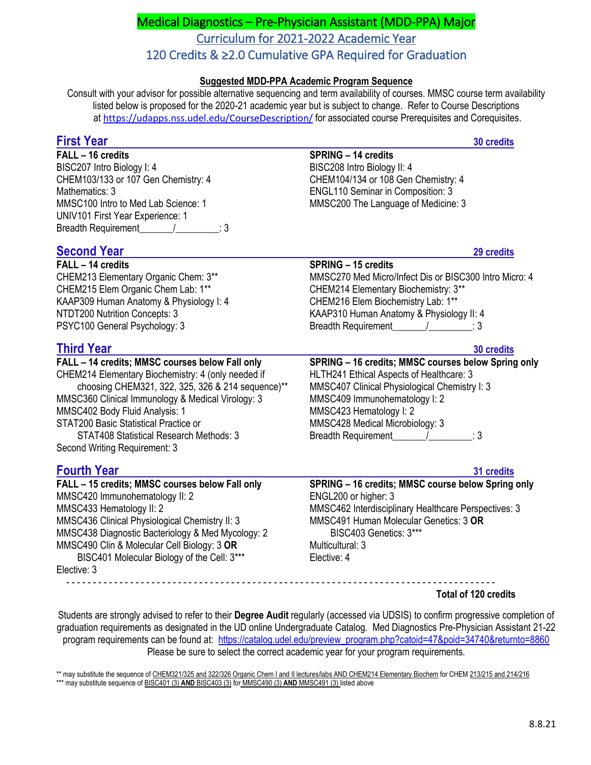# Medical Diagnostics – Pre-Physician Assistant (MDD-PPA) Major

## Curriculum for 2021-2022 Academic Year

## 120 Credits & ≥2.0 Cumulative GPA Required for Graduation

**Suggested MDD-PPA Academic Program Sequence**

Consult with your advisor for possible alternative sequencing and term availability of courses. MMSC course term availability listed below is proposed for the 2020-21 academic year but is subject to change. Refer to Course Descriptions at https://udapps.nss.udel.edu/CourseDescription/ for associated course Prerequisites and Corequisites.

## First Year — 30 credits

**FALL – 16 credits**
BISC207 Intro Biology I: 4
CHEM103/133 or 107 Gen Chemistry: 4
Mathematics: 3
MMSC100 Intro to Med Lab Science: 1
UNIV101 First Year Experience: 1
Breadth Requirement_______/_________: 3

**SPRING – 14 credits**
BISC208 Intro Biology II: 4
CHEM104/134 or 108 Gen Chemistry: 4
ENGL110 Seminar in Composition: 3
MMSC200 The Language of Medicine: 3

## Second Year — 29 credits

**FALL – 14 credits**
CHEM213 Elementary Organic Chem: 3**
CHEM215 Elem Organic Chem Lab: 1**
KAAP309 Human Anatomy & Physiology I: 4
NTDT200 Nutrition Concepts: 3
PSYC100 General Psychology: 3

**SPRING – 15 credits**
MMSC270 Med Micro/Infect Dis or BISC300 Intro Micro: 4
CHEM214 Elementary Biochemistry: 3**
CHEM216 Elem Biochemistry Lab: 1**
KAAP310 Human Anatomy & Physiology II: 4
Breadth Requirement_______/_________: 3

## Third Year — 30 credits

**FALL – 14 credits; MMSC courses below Fall only**
CHEM214 Elementary Biochemistry: 4 (only needed if choosing CHEM321, 322, 325, 326 & 214 sequence)**
MMSC360 Clinical Immunology & Medical Virology: 3
MMSC402 Body Fluid Analysis: 1
STAT200 Basic Statistical Practice or STAT408 Statistical Research Methods: 3
Second Writing Requirement: 3

**SPRING – 16 credits; MMSC courses below Spring only**
HLTH241 Ethical Aspects of Healthcare: 3
MMSC407 Clinical Physiological Chemistry I: 3
MMSC409 Immunohematology I: 2
MMSC423 Hematology I: 2
MMSC428 Medical Microbiology: 3
Breadth Requirement_______/_________: 3

## Fourth Year — 31 credits

**FALL – 15 credits; MMSC courses below Fall only**
MMSC420 Immunohematology II: 2
MMSC433 Hematology II: 2
MMSC436 Clinical Physiological Chemistry II: 3
MMSC438 Diagnostic Bacteriology & Med Mycology: 2
MMSC490 Clin & Molecular Cell Biology: 3 **OR** BISC401 Molecular Biology of the Cell: 3***
Elective: 3

**SPRING – 16 credits; MMSC course below Spring only**
ENGL200 or higher: 3
MMSC462 Interdisciplinary Healthcare Perspectives: 3
MMSC491 Human Molecular Genetics: 3 **OR** BISC403 Genetics: 3***
Multicultural: 3
Elective: 4

- - - - - - - - - - - - - - - - - - - - - - - - - - - - - - - - - - - - - - - - - - - - - - - - -

**Total of 120 credits**

Students are strongly advised to refer to their **Degree Audit** regularly (accessed via UDSIS) to confirm progressive completion of graduation requirements as designated in the UD online Undergraduate Catalog. Med Diagnostics Pre-Physician Assistant 21-22 program requirements can be found at: https://catalog.udel.edu/preview_program.php?catoid=47&poid=34740&returnto=8860 Please be sure to select the correct academic year for your program requirements.

** may substitute the sequence of CHEM321/325 and 322/326 Organic Chem I and II lectures/labs AND CHEM214 Elementary Biochem for CHEM 213/215 and 214/216
*** may substitute sequence of BISC401 (3) **AND** BISC403 (3) for MMSC490 (3) **AND** MMSC491 (3) listed above

8.8.21